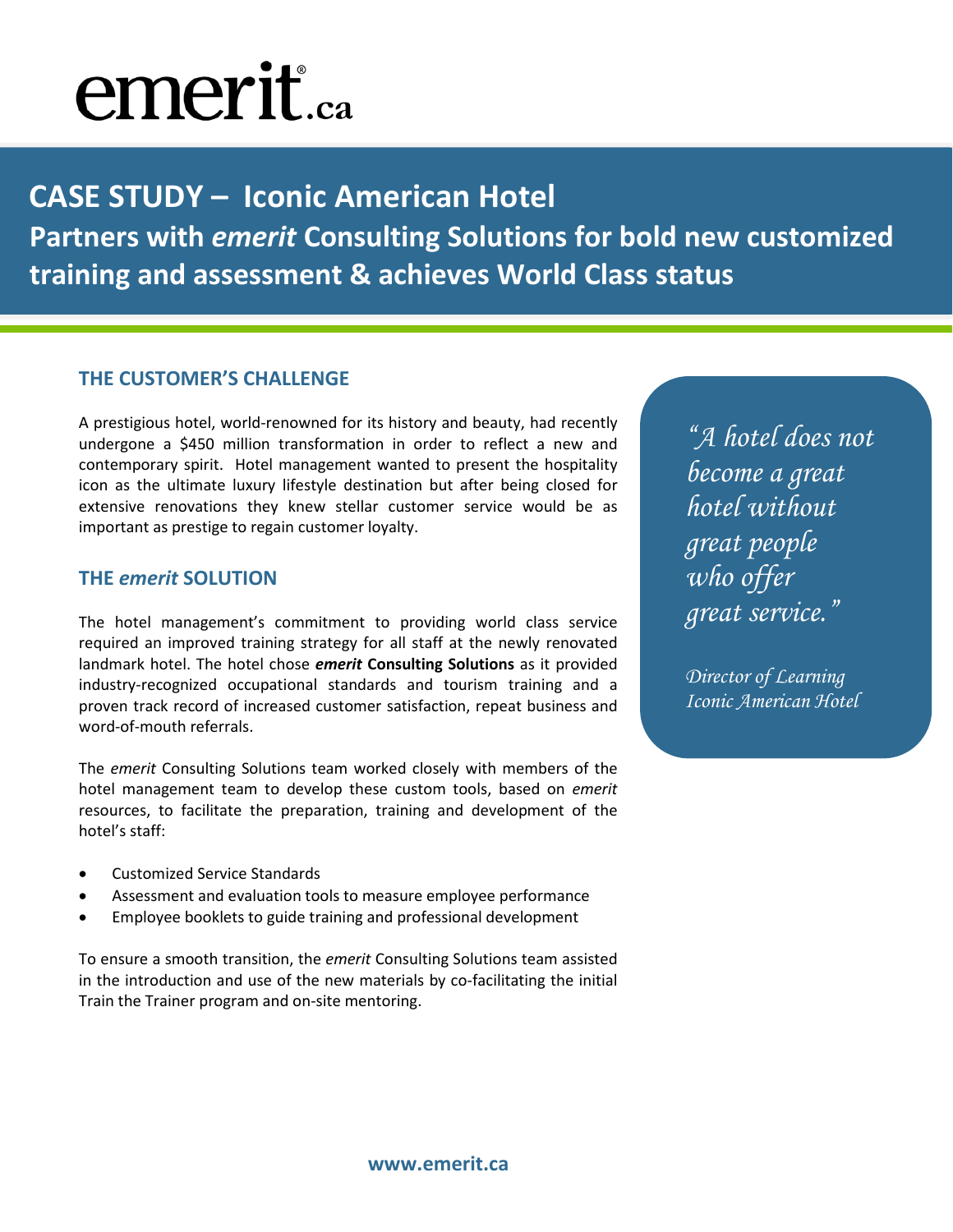# emerit.ca

# CASE STUDY – Iconic American Hotel

## Partners with *emerit* Consulting Solutions for bold new customized training and assessment & achieves World Class status

### THE CUSTOMER'S CHALLENGE

A prestigious hotel, world-renowned for its history and beauty, had recently undergone a $450 million transformation in order to reflect a new and contemporary spirit. Hotel management wanted to present the hospitality icon as the ultimate luxury lifestyle destination but after being closed for extensive renovations they knew stellar customer service would be as important as prestige to regain customer loyalty.

> *"A hotel does not become a great hotel without great people who offer great service."*
>
> *Director of Learning*
> *Iconic American Hotel*

### THE *emerit* SOLUTION

The hotel management's commitment to providing world class service required an improved training strategy for all staff at the newly renovated landmark hotel. The hotel chose ***emerit* Consulting Solutions** as it provided industry-recognized occupational standards and tourism training and a proven track record of increased customer satisfaction, repeat business and word-of-mouth referrals.

The *emerit* Consulting Solutions team worked closely with members of the hotel management team to develop these custom tools, based on *emerit* resources, to facilitate the preparation, training and development of the hotel's staff:

- Customized Service Standards
- Assessment and evaluation tools to measure employee performance
- Employee booklets to guide training and professional development

To ensure a smooth transition, the *emerit* Consulting Solutions team assisted in the introduction and use of the new materials by co-facilitating the initial Train the Trainer program and on-site mentoring.

www.emerit.ca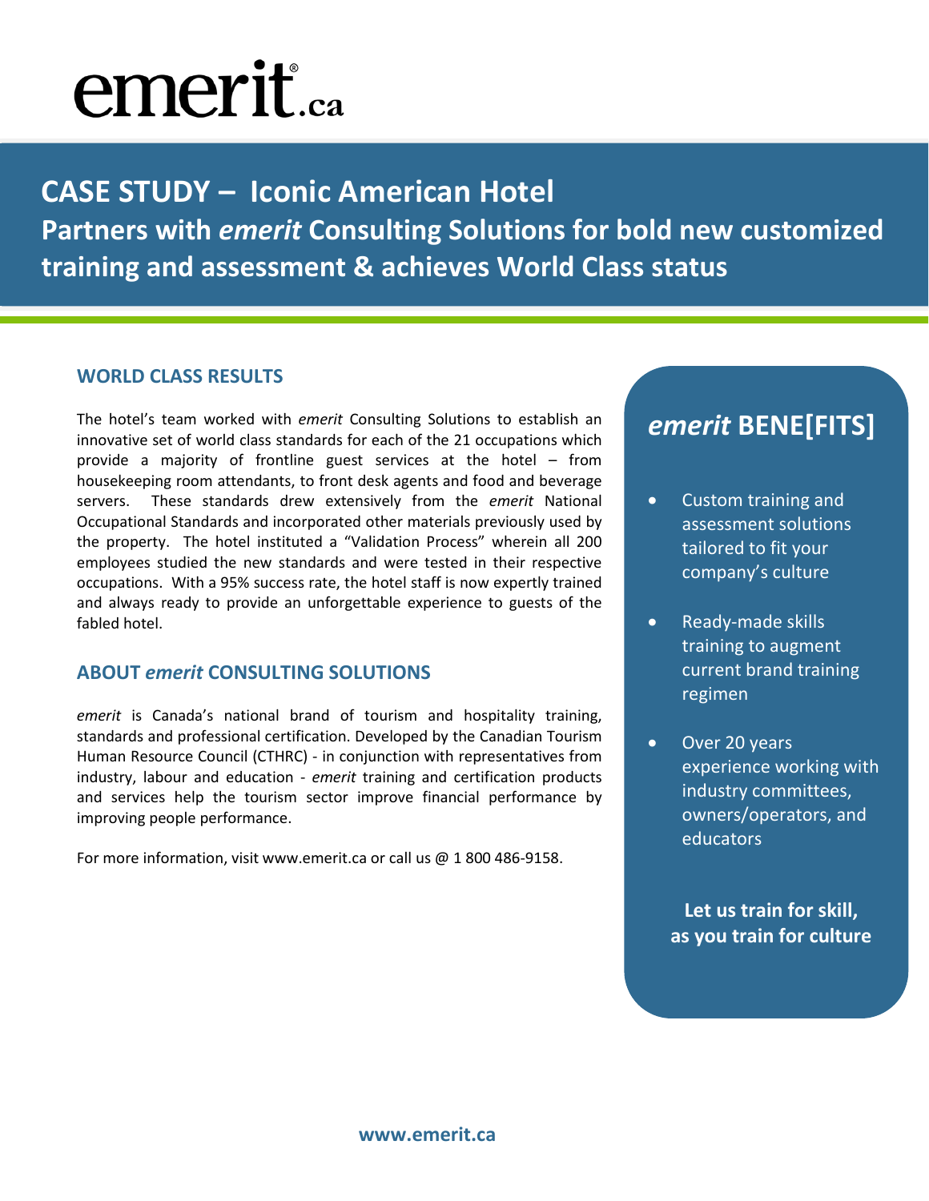emerit.ca

# CASE STUDY – Iconic American Hotel

## Partners with *emerit* Consulting Solutions for bold new customized training and assessment & achieves World Class status

### WORLD CLASS RESULTS

The hotel's team worked with *emerit* Consulting Solutions to establish an innovative set of world class standards for each of the 21 occupations which provide a majority of frontline guest services at the hotel – from housekeeping room attendants, to front desk agents and food and beverage servers. These standards drew extensively from the *emerit* National Occupational Standards and incorporated other materials previously used by the property. The hotel instituted a "Validation Process" wherein all 200 employees studied the new standards and were tested in their respective occupations. With a 95% success rate, the hotel staff is now expertly trained and always ready to provide an unforgettable experience to guests of the fabled hotel.

### ABOUT *emerit* CONSULTING SOLUTIONS

*emerit* is Canada's national brand of tourism and hospitality training, standards and professional certification. Developed by the Canadian Tourism Human Resource Council (CTHRC) - in conjunction with representatives from industry, labour and education - *emerit* training and certification products and services help the tourism sector improve financial performance by improving people performance.

For more information, visit www.emerit.ca or call us @ 1 800 486-9158.

### *emerit* BENE[FITS]

- Custom training and assessment solutions tailored to fit your company's culture
- Ready-made skills training to augment current brand training regimen
- Over 20 years experience working with industry committees, owners/operators, and educators

**Let us train for skill, as you train for culture**

**www.emerit.ca**